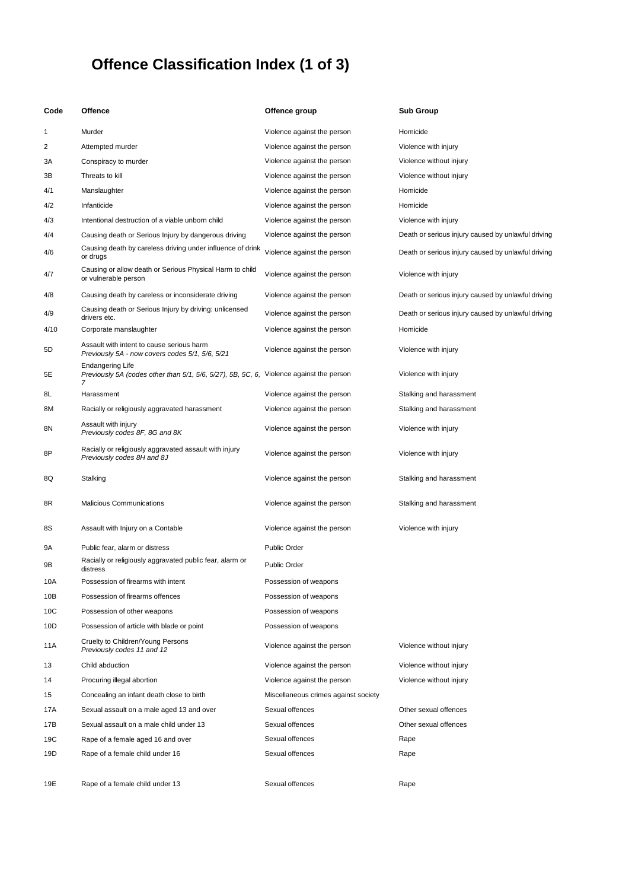# Offence Classification Index (1 of 3)

| Code | Offence | Offence group | Sub Group |
|---|---|---|---|
| 1 | Murder | Violence against the person | Homicide |
| 2 | Attempted murder | Violence against the person | Violence with injury |
| 3A | Conspiracy to murder | Violence against the person | Violence without injury |
| 3B | Threats to kill | Violence against the person | Violence without injury |
| 4/1 | Manslaughter | Violence against the person | Homicide |
| 4/2 | Infanticide | Violence against the person | Homicide |
| 4/3 | Intentional destruction of a viable unborn child | Violence against the person | Violence with injury |
| 4/4 | Causing death or Serious Injury by dangerous driving | Violence against the person | Death or serious injury caused by unlawful driving |
| 4/6 | Causing death by careless driving under influence of drink or drugs | Violence against the person | Death or serious injury caused by unlawful driving |
| 4/7 | Causing or allow death or Serious Physical Harm to child or vulnerable person | Violence against the person | Violence with injury |
| 4/8 | Causing death by careless or inconsiderate driving | Violence against the person | Death or serious injury caused by unlawful driving |
| 4/9 | Causing death or Serious Injury by driving: unlicensed drivers etc. | Violence against the person | Death or serious injury caused by unlawful driving |
| 4/10 | Corporate manslaughter | Violence against the person | Homicide |
| 5D | Assault with intent to cause serious harm *Previously 5A - now covers codes 5/1, 5/6, 5/21* | Violence against the person | Violence with injury |
| 5E | Endangering Life *Previously 5A (codes other than 5/1, 5/6, 5/27), 5B, 5C, 6, 7* | Violence against the person | Violence with injury |
| 8L | Harassment | Violence against the person | Stalking and harassment |
| 8M | Racially or religiously aggravated harassment | Violence against the person | Stalking and harassment |
| 8N | Assault with injury *Previously codes 8F, 8G and 8K* | Violence against the person | Violence with injury |
| 8P | Racially or religiously aggravated assault with injury *Previously codes 8H and 8J* | Violence against the person | Violence with injury |
| 8Q | Stalking | Violence against the person | Stalking and harassment |
| 8R | Malicious Communications | Violence against the person | Stalking and harassment |
| 8S | Assault with Injury on a Contable | Violence against the person | Violence with injury |
| 9A | Public fear, alarm or distress | Public Order | |
| 9B | Racially or religiously aggravated public fear, alarm or distress | Public Order | |
| 10A | Possession of firearms with intent | Possession of weapons | |
| 10B | Possession of firearms offences | Possession of weapons | |
| 10C | Possession of other weapons | Possession of weapons | |
| 10D | Possession of article with blade or point | Possession of weapons | |
| 11A | Cruelty to Children/Young Persons *Previously codes 11 and 12* | Violence against the person | Violence without injury |
| 13 | Child abduction | Violence against the person | Violence without injury |
| 14 | Procuring illegal abortion | Violence against the person | Violence without injury |
| 15 | Concealing an infant death close to birth | Miscellaneous crimes against society | |
| 17A | Sexual assault on a male aged 13 and over | Sexual offences | Other sexual offences |
| 17B | Sexual assault on a male child under 13 | Sexual offences | Other sexual offences |
| 19C | Rape of a female aged 16 and over | Sexual offences | Rape |
| 19D | Rape of a female child under 16 | Sexual offences | Rape |
| 19E | Rape of a female child under 13 | Sexual offences | Rape |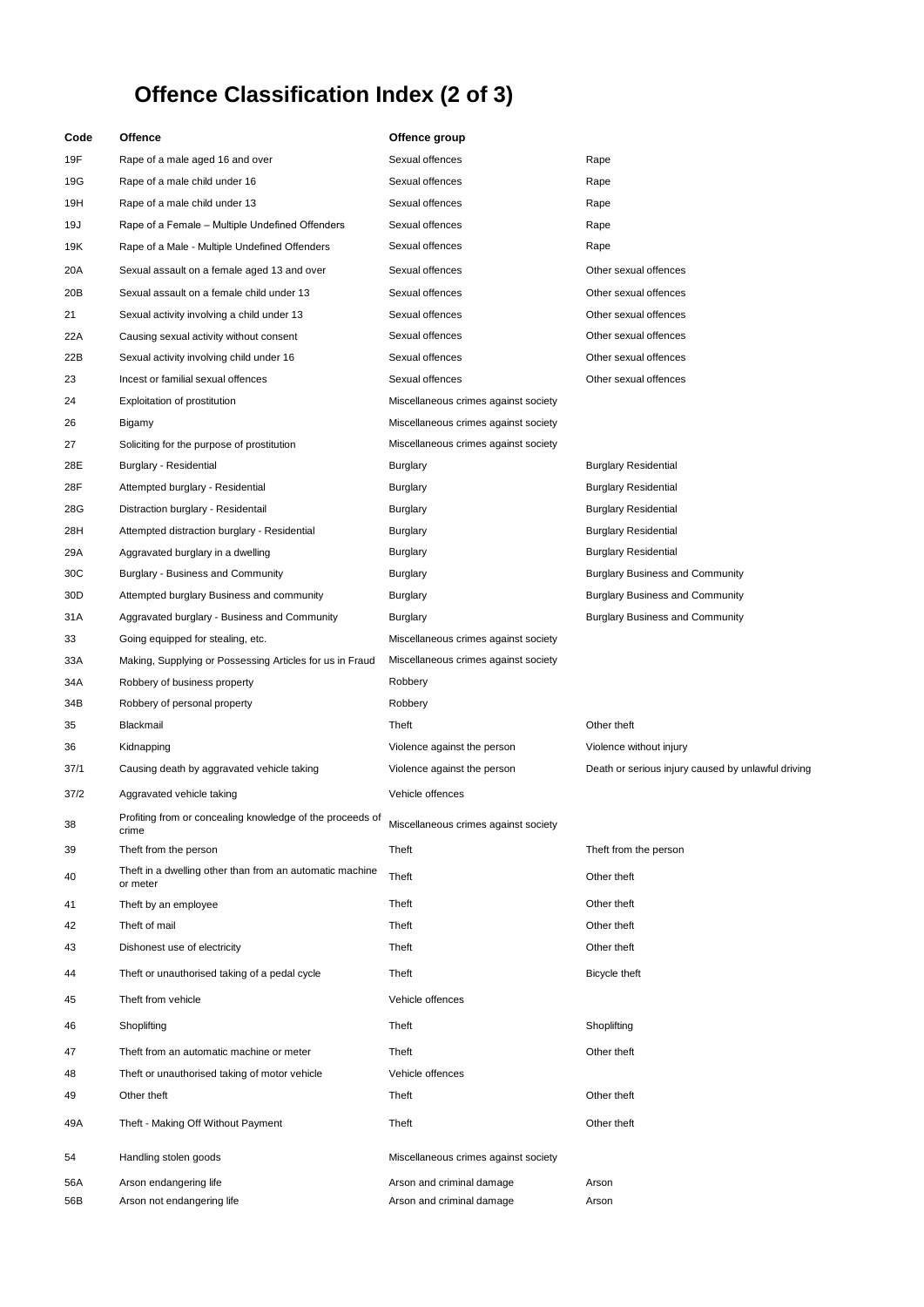# Offence Classification Index (2 of 3)

| Code | Offence | Offence group | |
|---|---|---|---|
| 19F | Rape of a male aged 16 and over | Sexual offences | Rape |
| 19G | Rape of a male child under 16 | Sexual offences | Rape |
| 19H | Rape of a male child under 13 | Sexual offences | Rape |
| 19J | Rape of a Female – Multiple Undefined Offenders | Sexual offences | Rape |
| 19K | Rape of a Male - Multiple Undefined Offenders | Sexual offences | Rape |
| 20A | Sexual assault on a female aged 13 and over | Sexual offences | Other sexual offences |
| 20B | Sexual assault on a female child under 13 | Sexual offences | Other sexual offences |
| 21 | Sexual activity involving a child under 13 | Sexual offences | Other sexual offences |
| 22A | Causing sexual activity without consent | Sexual offences | Other sexual offences |
| 22B | Sexual activity involving child under 16 | Sexual offences | Other sexual offences |
| 23 | Incest or familial sexual offences | Sexual offences | Other sexual offences |
| 24 | Exploitation of prostitution | Miscellaneous crimes against society | |
| 26 | Bigamy | Miscellaneous crimes against society | |
| 27 | Soliciting for the purpose of prostitution | Miscellaneous crimes against society | |
| 28E | Burglary - Residential | Burglary | Burglary Residential |
| 28F | Attempted burglary - Residential | Burglary | Burglary Residential |
| 28G | Distraction burglary - Residentail | Burglary | Burglary Residential |
| 28H | Attempted distraction burglary - Residential | Burglary | Burglary Residential |
| 29A | Aggravated burglary in a dwelling | Burglary | Burglary Residential |
| 30C | Burglary - Business and Community | Burglary | Burglary Business and Community |
| 30D | Attempted burglary Business and community | Burglary | Burglary Business and Community |
| 31A | Aggravated burglary - Business and Community | Burglary | Burglary Business and Community |
| 33 | Going equipped for stealing, etc. | Miscellaneous crimes against society | |
| 33A | Making, Supplying or Possessing Articles for us in Fraud | Miscellaneous crimes against society | |
| 34A | Robbery of business property | Robbery | |
| 34B | Robbery of personal property | Robbery | |
| 35 | Blackmail | Theft | Other theft |
| 36 | Kidnapping | Violence against the person | Violence without injury |
| 37/1 | Causing death by aggravated vehicle taking | Violence against the person | Death or serious injury caused by unlawful driving |
| 37/2 | Aggravated vehicle taking | Vehicle offences | |
| 38 | Profiting from or concealing knowledge of the proceeds of crime | Miscellaneous crimes against society | |
| 39 | Theft from the person | Theft | Theft from the person |
| 40 | Theft in a dwelling other than from an automatic machine or meter | Theft | Other theft |
| 41 | Theft by an employee | Theft | Other theft |
| 42 | Theft of mail | Theft | Other theft |
| 43 | Dishonest use of electricity | Theft | Other theft |
| 44 | Theft or unauthorised taking of a pedal cycle | Theft | Bicycle theft |
| 45 | Theft from vehicle | Vehicle offences | |
| 46 | Shoplifting | Theft | Shoplifting |
| 47 | Theft from an automatic machine or meter | Theft | Other theft |
| 48 | Theft or unauthorised taking of motor vehicle | Vehicle offences | |
| 49 | Other theft | Theft | Other theft |
| 49A | Theft - Making Off Without Payment | Theft | Other theft |
| 54 | Handling stolen goods | Miscellaneous crimes against society | |
| 56A | Arson endangering life | Arson and criminal damage | Arson |
| 56B | Arson not endangering life | Arson and criminal damage | Arson |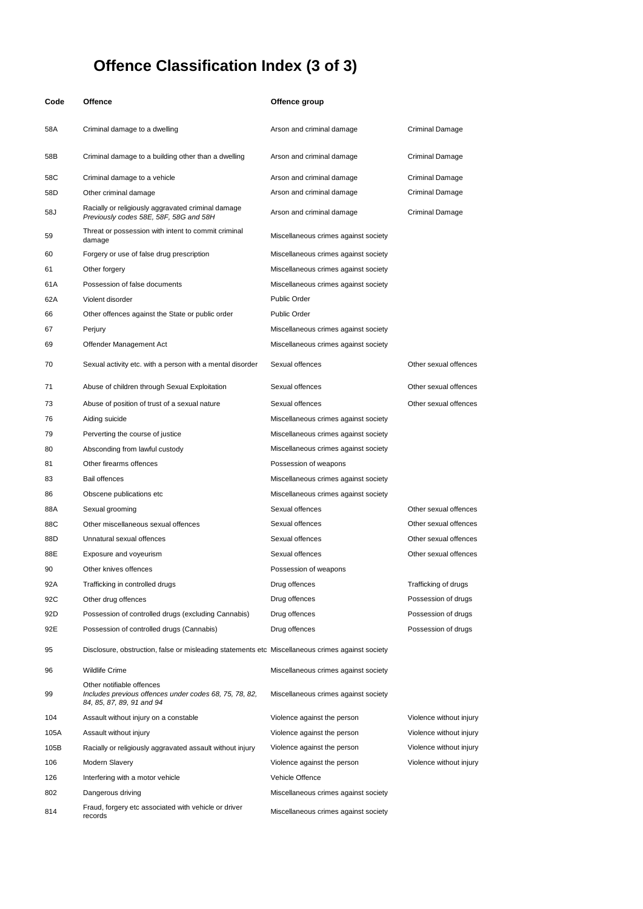# Offence Classification Index (3 of 3)

| Code | Offence | Offence group | |
|---|---|---|---|
| 58A | Criminal damage to a dwelling | Arson and criminal damage | Criminal Damage |
| 58B | Criminal damage to a building other than a dwelling | Arson and criminal damage | Criminal Damage |
| 58C | Criminal damage to a vehicle | Arson and criminal damage | Criminal Damage |
| 58D | Other criminal damage | Arson and criminal damage | Criminal Damage |
| 58J | Racially or religiously aggravated criminal damage *Previously codes 58E, 58F, 58G and 58H* | Arson and criminal damage | Criminal Damage |
| 59 | Threat or possession with intent to commit criminal damage | Miscellaneous crimes against society | |
| 60 | Forgery or use of false drug prescription | Miscellaneous crimes against society | |
| 61 | Other forgery | Miscellaneous crimes against society | |
| 61A | Possession of false documents | Miscellaneous crimes against society | |
| 62A | Violent disorder | Public Order | |
| 66 | Other offences against the State or public order | Public Order | |
| 67 | Perjury | Miscellaneous crimes against society | |
| 69 | Offender Management Act | Miscellaneous crimes against society | |
| 70 | Sexual activity etc. with a person with a mental disorder | Sexual offences | Other sexual offences |
| 71 | Abuse of children through Sexual Exploitation | Sexual offences | Other sexual offences |
| 73 | Abuse of position of trust of a sexual nature | Sexual offences | Other sexual offences |
| 76 | Aiding suicide | Miscellaneous crimes against society | |
| 79 | Perverting the course of justice | Miscellaneous crimes against society | |
| 80 | Absconding from lawful custody | Miscellaneous crimes against society | |
| 81 | Other firearms offences | Possession of weapons | |
| 83 | Bail offences | Miscellaneous crimes against society | |
| 86 | Obscene publications etc | Miscellaneous crimes against society | |
| 88A | Sexual grooming | Sexual offences | Other sexual offences |
| 88C | Other miscellaneous sexual offences | Sexual offences | Other sexual offences |
| 88D | Unnatural sexual offences | Sexual offences | Other sexual offences |
| 88E | Exposure and voyeurism | Sexual offences | Other sexual offences |
| 90 | Other knives offences | Possession of weapons | |
| 92A | Trafficking in controlled drugs | Drug offences | Trafficking of drugs |
| 92C | Other drug offences | Drug offences | Possession of drugs |
| 92D | Possession of controlled drugs (excluding Cannabis) | Drug offences | Possession of drugs |
| 92E | Possession of controlled drugs (Cannabis) | Drug offences | Possession of drugs |
| 95 | Disclosure, obstruction, false or misleading statements etc | Miscellaneous crimes against society | |
| 96 | Wildlife Crime | Miscellaneous crimes against society | |
| 99 | Other notifiable offences *Includes previous offences under codes 68, 75, 78, 82, 84, 85, 87, 89, 91 and 94* | Miscellaneous crimes against society | |
| 104 | Assault without injury on a constable | Violence against the person | Violence without injury |
| 105A | Assault without injury | Violence against the person | Violence without injury |
| 105B | Racially or religiously aggravated assault without injury | Violence against the person | Violence without injury |
| 106 | Modern Slavery | Violence against the person | Violence without injury |
| 126 | Interfering with a motor vehicle | Vehicle Offence | |
| 802 | Dangerous driving | Miscellaneous crimes against society | |
| 814 | Fraud, forgery etc associated with vehicle or driver records | Miscellaneous crimes against society | |